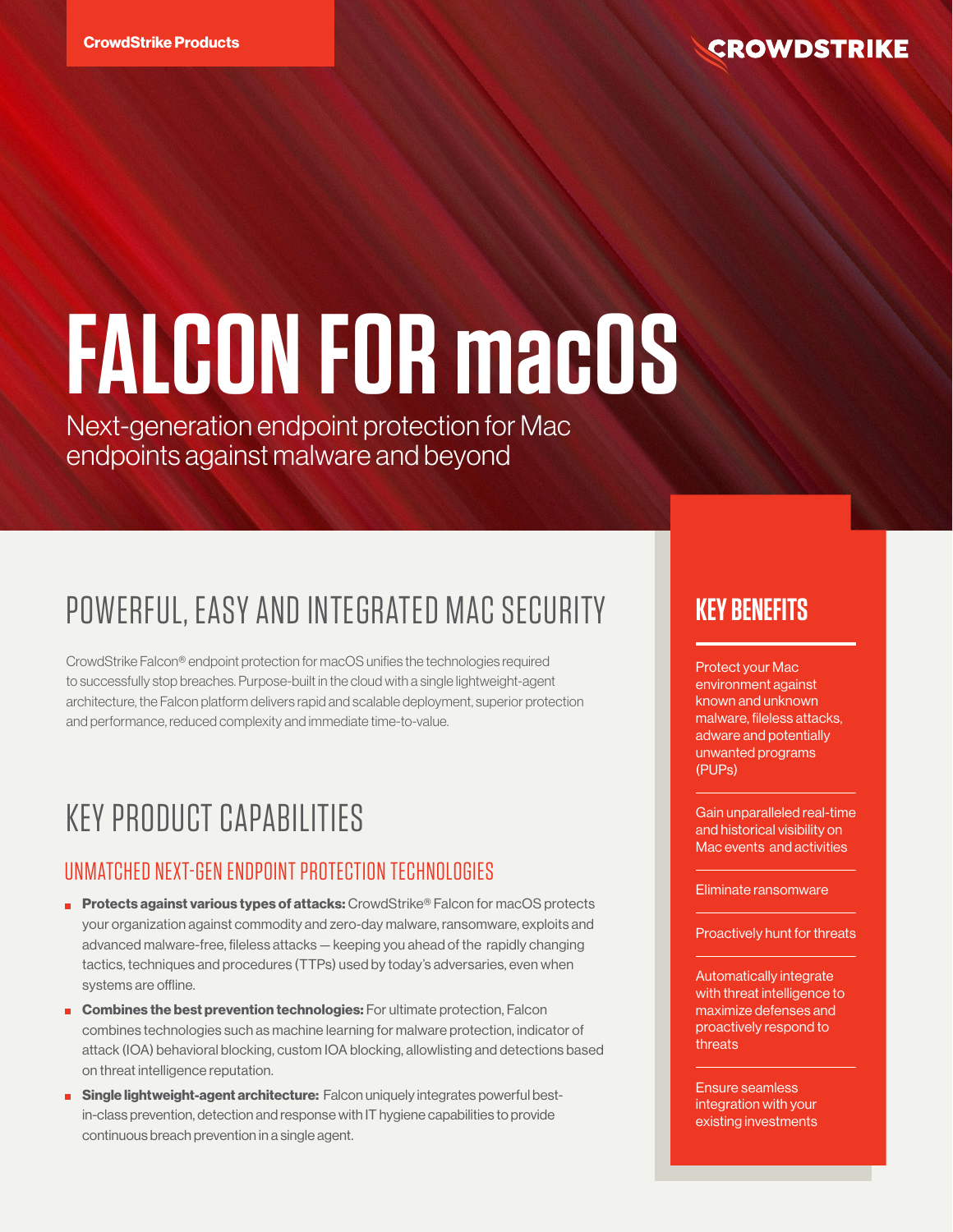CrowdStrike Products

CROWDSTRIKE

# FALCON FOR macOS

Next-generation endpoint protection for Mac endpoints against malware and beyond

## POWERFUL, EASY AND INTEGRATED MAC SECURITY

CrowdStrike Falcon® endpoint protection for macOS unifies the technologies required to successfully stop breaches. Purpose-built in the cloud with a single lightweight-agent architecture, the Falcon platform delivers rapid and scalable deployment, superior protection and performance, reduced complexity and immediate time-to-value.

## KEY PRODUCT CAPABILITIES

### UNMATCHED NEXT-GEN ENDPOINT PROTECTION TECHNOLOGIES

- **Protects against various types of attacks:** CrowdStrike® Falcon for macOS protects your organization against commodity and zero-day malware, ransomware, exploits and advanced malware-free, fileless attacks — keeping you ahead of the rapidly changing tactics, techniques and procedures (TTPs) used by today's adversaries, even when systems are offline.
- **Combines the best prevention technologies:** For ultimate protection, Falcon combines technologies such as machine learning for malware protection, indicator of attack (IOA) behavioral blocking, custom IOA blocking, allowlisting and detections based on threat intelligence reputation.
- **Single lightweight-agent architecture:** Falcon uniquely integrates powerful best-in-class prevention, detection and response with IT hygiene capabilities to provide continuous breach prevention in a single agent.

## KEY BENEFITS

Protect your Mac environment against known and unknown malware, fileless attacks, adware and potentially unwanted programs (PUPs)

Gain unparalleled real-time and historical visibility on Mac events and activities

Eliminate ransomware

Proactively hunt for threats

Automatically integrate with threat intelligence to maximize defenses and proactively respond to threats

Ensure seamless integration with your existing investments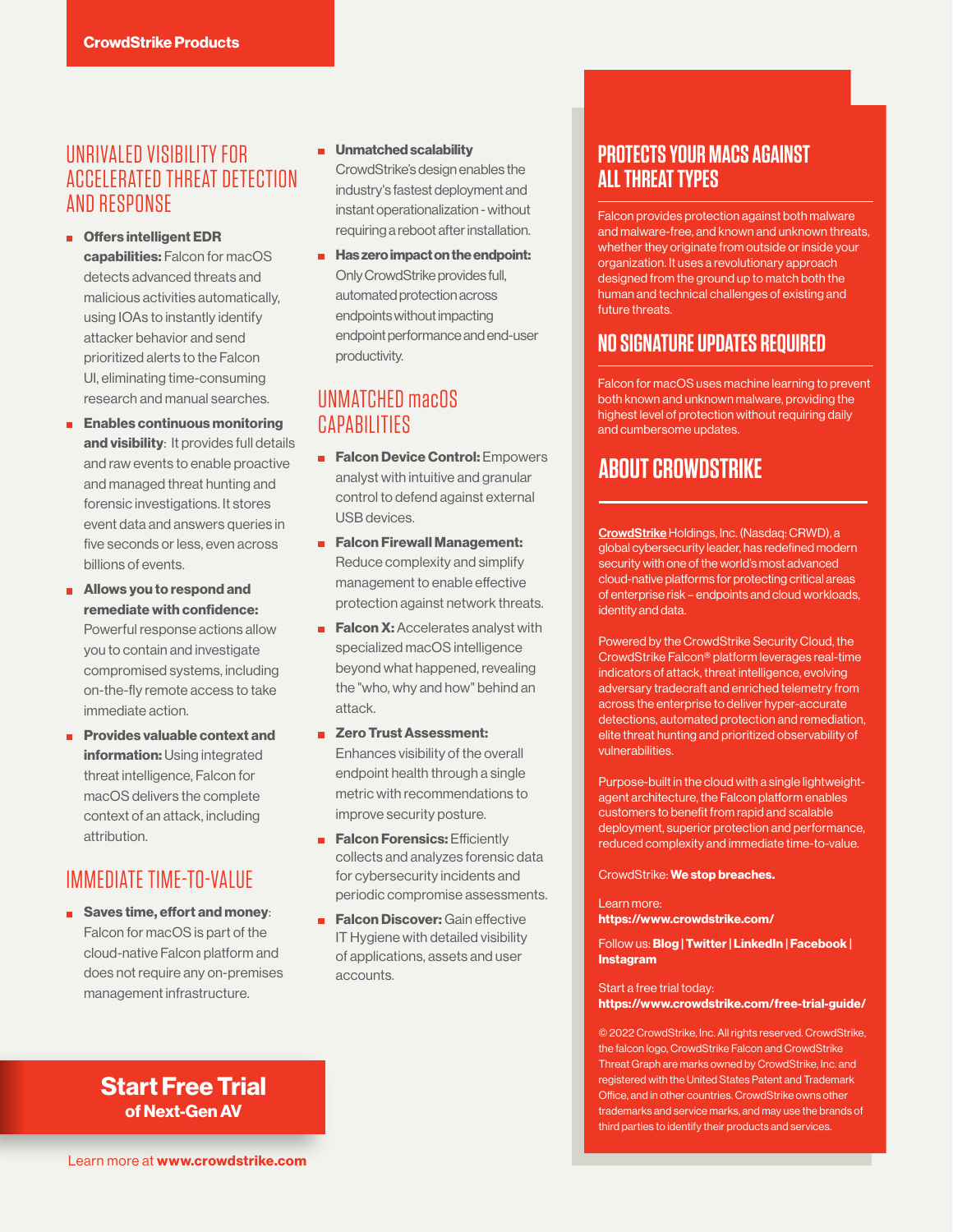CrowdStrike Products

## UNRIVALED VISIBILITY FOR ACCELERATED THREAT DETECTION AND RESPONSE

- **Offers intelligent EDR capabilities:** Falcon for macOS detects advanced threats and malicious activities automatically, using IOAs to instantly identify attacker behavior and send prioritized alerts to the Falcon UI, eliminating time-consuming research and manual searches.
- **Enables continuous monitoring and visibility**: It provides full details and raw events to enable proactive and managed threat hunting and forensic investigations. It stores event data and answers queries in five seconds or less, even across billions of events.
- **Allows you to respond and remediate with confidence:** Powerful response actions allow you to contain and investigate compromised systems, including on-the-fly remote access to take immediate action.
- **Provides valuable context and information:** Using integrated threat intelligence, Falcon for macOS delivers the complete context of an attack, including attribution.

## IMMEDIATE TIME-TO-VALUE

- **Saves time, effort and money**: Falcon for macOS is part of the cloud-native Falcon platform and does not require any on-premises management infrastructure.
- **Unmatched scalability** CrowdStrike's design enables the industry's fastest deployment and instant operationalization - without requiring a reboot after installation.
- **Has zero impact on the endpoint:** Only CrowdStrike provides full, automated protection across endpoints without impacting endpoint performance and end-user productivity.

## UNMATCHED macOS CAPABILITIES

- **Falcon Device Control:** Empowers analyst with intuitive and granular control to defend against external USB devices.
- **Falcon Firewall Management:** Reduce complexity and simplify management to enable effective protection against network threats.
- **Falcon X:** Accelerates analyst with specialized macOS intelligence beyond what happened, revealing the "who, why and how" behind an attack.
- **Zero Trust Assessment:** Enhances visibility of the overall endpoint health through a single metric with recommendations to improve security posture.
- **Falcon Forensics:** Efficiently collects and analyzes forensic data for cybersecurity incidents and periodic compromise assessments.
- **Falcon Discover:** Gain effective IT Hygiene with detailed visibility of applications, assets and user accounts.

**Start Free Trial**
**of Next-Gen AV**

Learn more at **www.crowdstrike.com**

## PROTECTS YOUR MACS AGAINST ALL THREAT TYPES

Falcon provides protection against both malware and malware-free, and known and unknown threats, whether they originate from outside or inside your organization. It uses a revolutionary approach designed from the ground up to match both the human and technical challenges of existing and future threats.

## NO SIGNATURE UPDATES REQUIRED

Falcon for macOS uses machine learning to prevent both known and unknown malware, providing the highest level of protection without requiring daily and cumbersome updates.

## ABOUT CROWDSTRIKE

CrowdStrike Holdings, Inc. (Nasdaq: CRWD), a global cybersecurity leader, has redefined modern security with one of the world's most advanced cloud-native platforms for protecting critical areas of enterprise risk – endpoints and cloud workloads, identity and data.

Powered by the CrowdStrike Security Cloud, the CrowdStrike Falcon® platform leverages real-time indicators of attack, threat intelligence, evolving adversary tradecraft and enriched telemetry from across the enterprise to deliver hyper-accurate detections, automated protection and remediation, elite threat hunting and prioritized observability of vulnerabilities.

Purpose-built in the cloud with a single lightweight-agent architecture, the Falcon platform enables customers to benefit from rapid and scalable deployment, superior protection and performance, reduced complexity and immediate time-to-value.

CrowdStrike: **We stop breaches.**

Learn more:
**https://www.crowdstrike.com/**

Follow us: **Blog | Twitter | LinkedIn | Facebook | Instagram**

Start a free trial today:
**https://www.crowdstrike.com/free-trial-guide/**

© 2022 CrowdStrike, Inc. All rights reserved. CrowdStrike, the falcon logo, CrowdStrike Falcon and CrowdStrike Threat Graph are marks owned by CrowdStrike, Inc. and registered with the United States Patent and Trademark Office, and in other countries. CrowdStrike owns other trademarks and service marks, and may use the brands of third parties to identify their products and services.